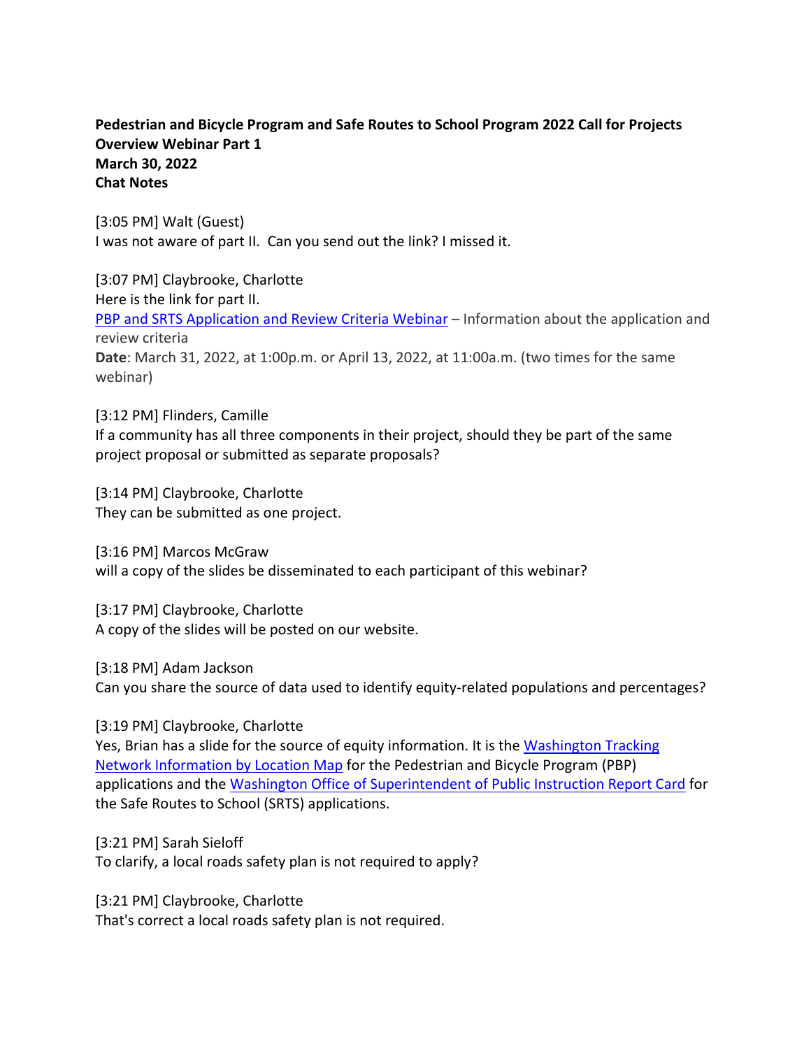**Pedestrian and Bicycle Program and Safe Routes to School Program 2022 Call for Projects Overview Webinar Part 1**
**March 30, 2022**
**Chat Notes**

[3:05 PM] Walt (Guest)
I was not aware of part II.  Can you send out the link? I missed it.

[3:07 PM] Claybrooke, Charlotte
Here is the link for part II.
PBP and SRTS Application and Review Criteria Webinar – Information about the application and review criteria
**Date**: March 31, 2022, at 1:00p.m. or April 13, 2022, at 11:00a.m. (two times for the same webinar)

[3:12 PM] Flinders, Camille
If a community has all three components in their project, should they be part of the same project proposal or submitted as separate proposals?

[3:14 PM] Claybrooke, Charlotte
They can be submitted as one project.

[3:16 PM] Marcos McGraw
will a copy of the slides be disseminated to each participant of this webinar?

[3:17 PM] Claybrooke, Charlotte
A copy of the slides will be posted on our website.

[3:18 PM] Adam Jackson
Can you share the source of data used to identify equity-related populations and percentages?

[3:19 PM] Claybrooke, Charlotte
Yes, Brian has a slide for the source of equity information. It is the Washington Tracking Network Information by Location Map for the Pedestrian and Bicycle Program (PBP) applications and the Washington Office of Superintendent of Public Instruction Report Card for the Safe Routes to School (SRTS) applications.

[3:21 PM] Sarah Sieloff
To clarify, a local roads safety plan is not required to apply?

[3:21 PM] Claybrooke, Charlotte
That's correct a local roads safety plan is not required.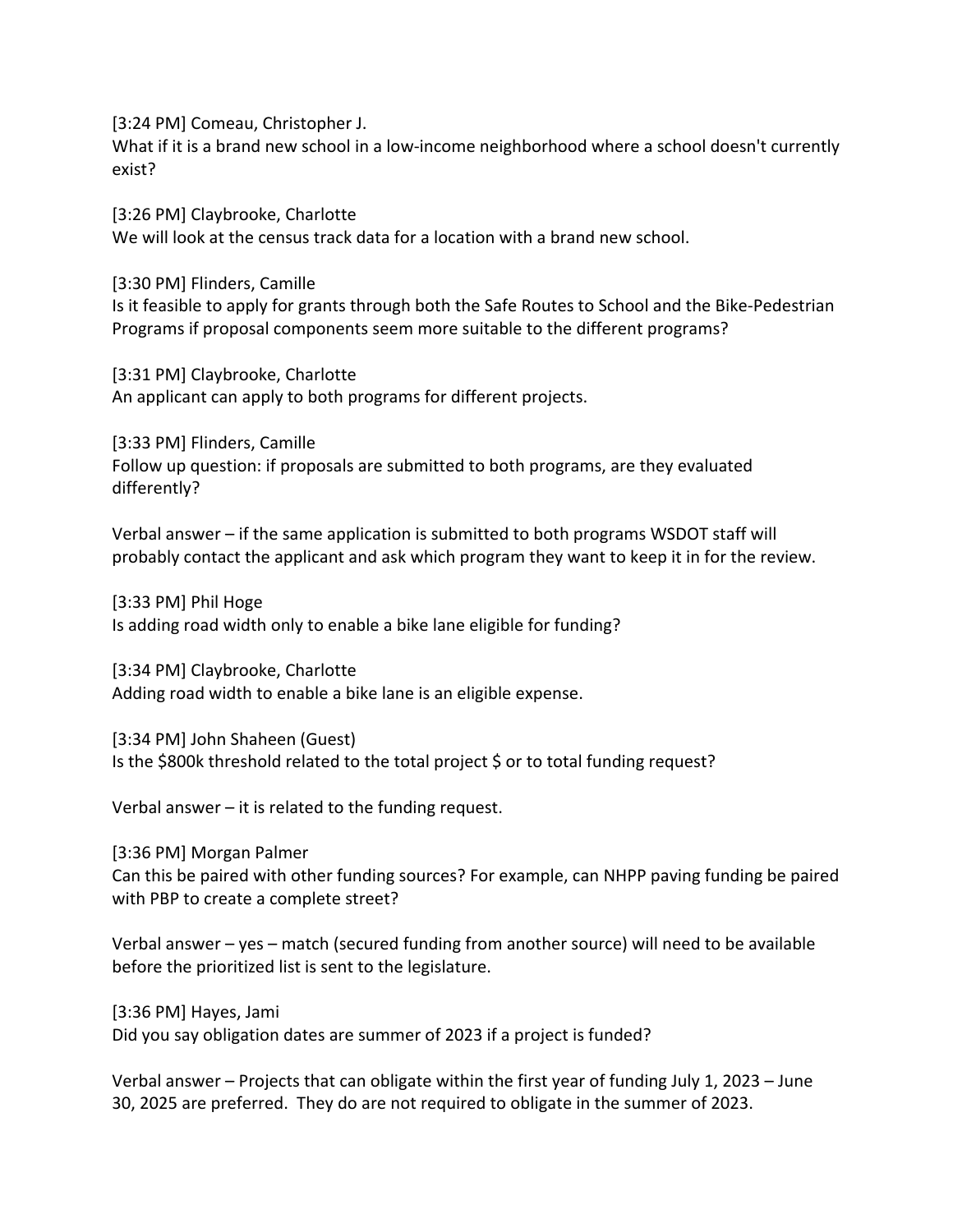[3:24 PM] Comeau, Christopher J.
What if it is a brand new school in a low-income neighborhood where a school doesn't currently exist?

[3:26 PM] Claybrooke, Charlotte
We will look at the census track data for a location with a brand new school.

[3:30 PM] Flinders, Camille
Is it feasible to apply for grants through both the Safe Routes to School and the Bike-Pedestrian Programs if proposal components seem more suitable to the different programs?

[3:31 PM] Claybrooke, Charlotte
An applicant can apply to both programs for different projects.

[3:33 PM] Flinders, Camille
Follow up question: if proposals are submitted to both programs, are they evaluated differently?

Verbal answer – if the same application is submitted to both programs WSDOT staff will probably contact the applicant and ask which program they want to keep it in for the review.

[3:33 PM] Phil Hoge
Is adding road width only to enable a bike lane eligible for funding?

[3:34 PM] Claybrooke, Charlotte
Adding road width to enable a bike lane is an eligible expense.

[3:34 PM] John Shaheen (Guest)
Is the $800k threshold related to the total project $ or to total funding request?

Verbal answer – it is related to the funding request.

[3:36 PM] Morgan Palmer
Can this be paired with other funding sources? For example, can NHPP paving funding be paired with PBP to create a complete street?

Verbal answer – yes – match (secured funding from another source) will need to be available before the prioritized list is sent to the legislature.

[3:36 PM] Hayes, Jami
Did you say obligation dates are summer of 2023 if a project is funded?

Verbal answer – Projects that can obligate within the first year of funding July 1, 2023 – June 30, 2025 are preferred. They do are not required to obligate in the summer of 2023.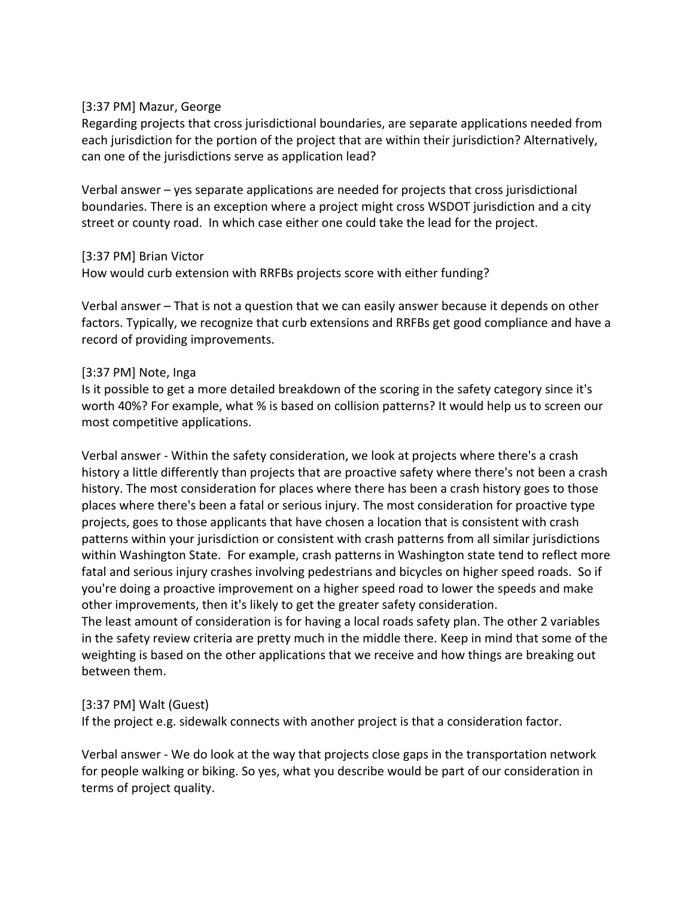[3:37 PM] Mazur, George

Regarding projects that cross jurisdictional boundaries, are separate applications needed from each jurisdiction for the portion of the project that are within their jurisdiction? Alternatively, can one of the jurisdictions serve as application lead?

Verbal answer – yes separate applications are needed for projects that cross jurisdictional boundaries. There is an exception where a project might cross WSDOT jurisdiction and a city street or county road. In which case either one could take the lead for the project.

[3:37 PM] Brian Victor

How would curb extension with RRFBs projects score with either funding?

Verbal answer – That is not a question that we can easily answer because it depends on other factors. Typically, we recognize that curb extensions and RRFBs get good compliance and have a record of providing improvements.

[3:37 PM] Note, Inga

Is it possible to get a more detailed breakdown of the scoring in the safety category since it's worth 40%? For example, what % is based on collision patterns? It would help us to screen our most competitive applications.

Verbal answer - Within the safety consideration, we look at projects where there's a crash history a little differently than projects that are proactive safety where there's not been a crash history. The most consideration for places where there has been a crash history goes to those places where there's been a fatal or serious injury. The most consideration for proactive type projects, goes to those applicants that have chosen a location that is consistent with crash patterns within your jurisdiction or consistent with crash patterns from all similar jurisdictions within Washington State. For example, crash patterns in Washington state tend to reflect more fatal and serious injury crashes involving pedestrians and bicycles on higher speed roads. So if you're doing a proactive improvement on a higher speed road to lower the speeds and make other improvements, then it's likely to get the greater safety consideration.
The least amount of consideration is for having a local roads safety plan. The other 2 variables in the safety review criteria are pretty much in the middle there. Keep in mind that some of the weighting is based on the other applications that we receive and how things are breaking out between them.

[3:37 PM] Walt (Guest)

If the project e.g. sidewalk connects with another project is that a consideration factor.

Verbal answer - We do look at the way that projects close gaps in the transportation network for people walking or biking. So yes, what you describe would be part of our consideration in terms of project quality.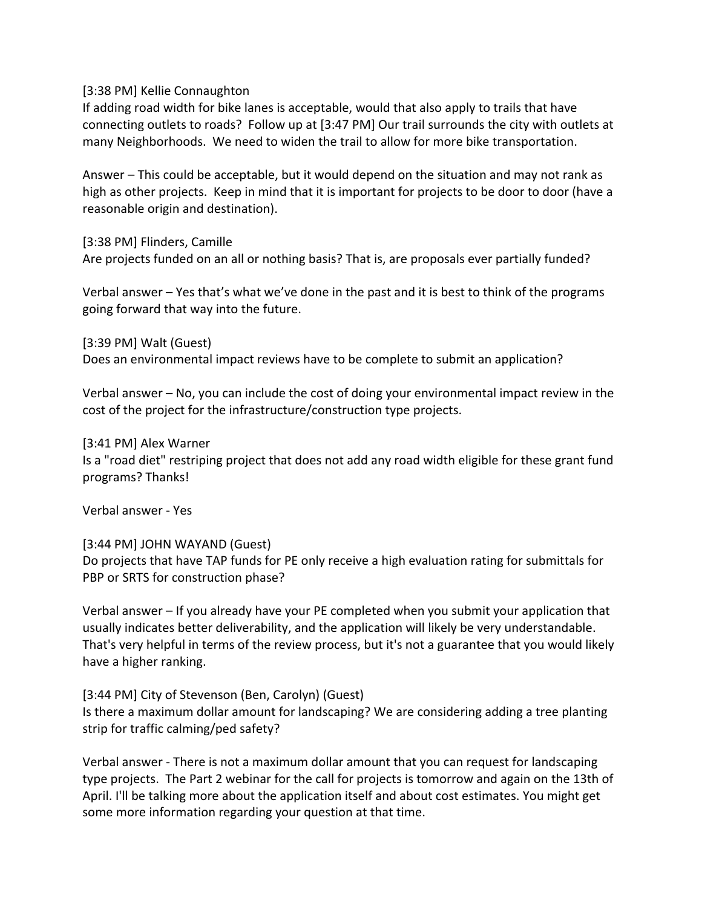[3:38 PM] Kellie Connaughton
If adding road width for bike lanes is acceptable, would that also apply to trails that have connecting outlets to roads? Follow up at [3:47 PM] Our trail surrounds the city with outlets at many Neighborhoods. We need to widen the trail to allow for more bike transportation.

Answer – This could be acceptable, but it would depend on the situation and may not rank as high as other projects. Keep in mind that it is important for projects to be door to door (have a reasonable origin and destination).

[3:38 PM] Flinders, Camille
Are projects funded on an all or nothing basis? That is, are proposals ever partially funded?

Verbal answer – Yes that's what we've done in the past and it is best to think of the programs going forward that way into the future.

[3:39 PM] Walt (Guest)
Does an environmental impact reviews have to be complete to submit an application?

Verbal answer – No, you can include the cost of doing your environmental impact review in the cost of the project for the infrastructure/construction type projects.

[3:41 PM] Alex Warner
Is a "road diet" restriping project that does not add any road width eligible for these grant fund programs? Thanks!

Verbal answer - Yes

[3:44 PM] JOHN WAYAND (Guest)
Do projects that have TAP funds for PE only receive a high evaluation rating for submittals for PBP or SRTS for construction phase?

Verbal answer – If you already have your PE completed when you submit your application that usually indicates better deliverability, and the application will likely be very understandable. That's very helpful in terms of the review process, but it's not a guarantee that you would likely have a higher ranking.

[3:44 PM] City of Stevenson (Ben, Carolyn) (Guest)
Is there a maximum dollar amount for landscaping? We are considering adding a tree planting strip for traffic calming/ped safety?

Verbal answer - There is not a maximum dollar amount that you can request for landscaping type projects. The Part 2 webinar for the call for projects is tomorrow and again on the 13th of April. I'll be talking more about the application itself and about cost estimates. You might get some more information regarding your question at that time.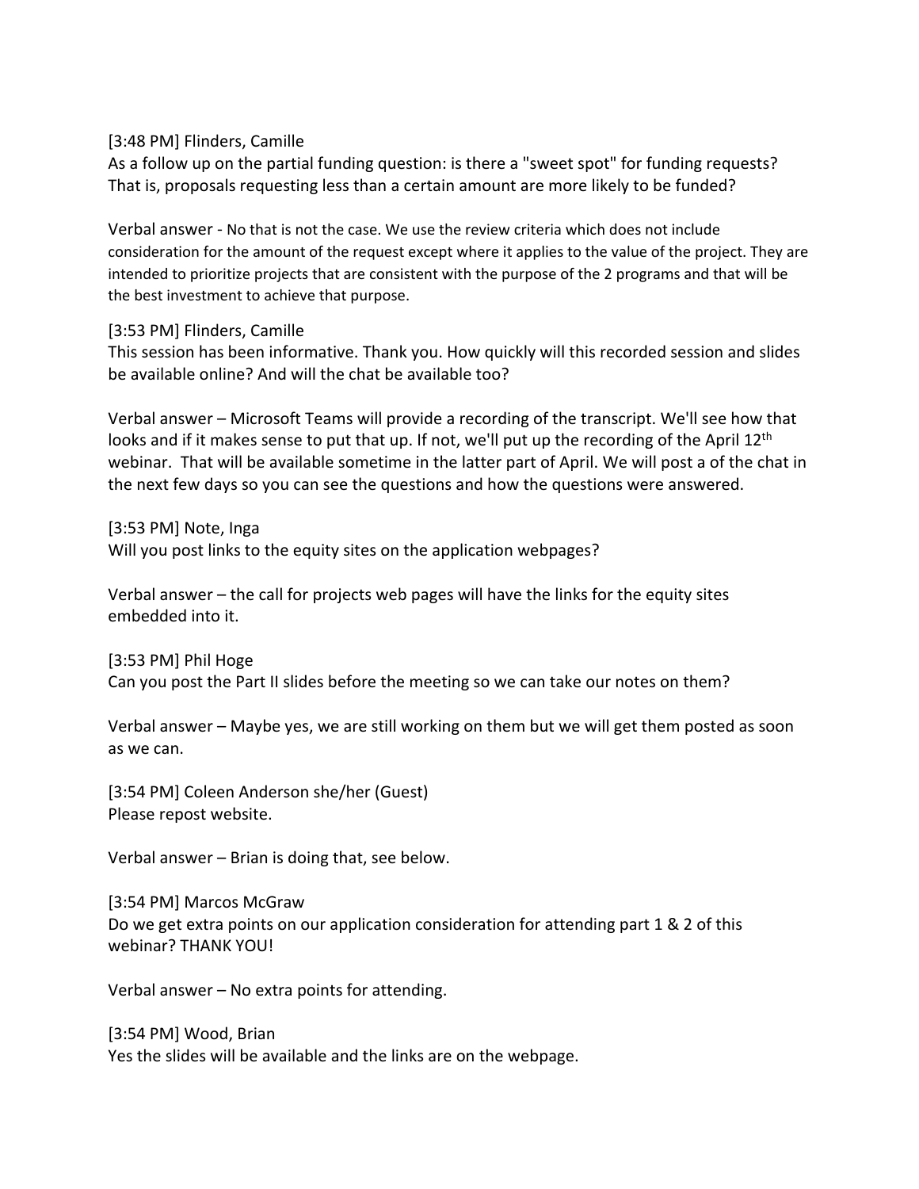[3:48 PM] Flinders, Camille
As a follow up on the partial funding question: is there a "sweet spot" for funding requests? That is, proposals requesting less than a certain amount are more likely to be funded?

Verbal answer - No that is not the case. We use the review criteria which does not include consideration for the amount of the request except where it applies to the value of the project. They are intended to prioritize projects that are consistent with the purpose of the 2 programs and that will be the best investment to achieve that purpose.

[3:53 PM] Flinders, Camille
This session has been informative. Thank you. How quickly will this recorded session and slides be available online? And will the chat be available too?

Verbal answer – Microsoft Teams will provide a recording of the transcript. We'll see how that looks and if it makes sense to put that up. If not, we'll put up the recording of the April 12th webinar. That will be available sometime in the latter part of April. We will post a of the chat in the next few days so you can see the questions and how the questions were answered.

[3:53 PM] Note, Inga
Will you post links to the equity sites on the application webpages?

Verbal answer – the call for projects web pages will have the links for the equity sites embedded into it.

[3:53 PM] Phil Hoge
Can you post the Part II slides before the meeting so we can take our notes on them?

Verbal answer – Maybe yes, we are still working on them but we will get them posted as soon as we can.

[3:54 PM] Coleen Anderson she/her (Guest)
Please repost website.

Verbal answer – Brian is doing that, see below.

[3:54 PM] Marcos McGraw
Do we get extra points on our application consideration for attending part 1 & 2 of this webinar? THANK YOU!

Verbal answer – No extra points for attending.

[3:54 PM] Wood, Brian
Yes the slides will be available and the links are on the webpage.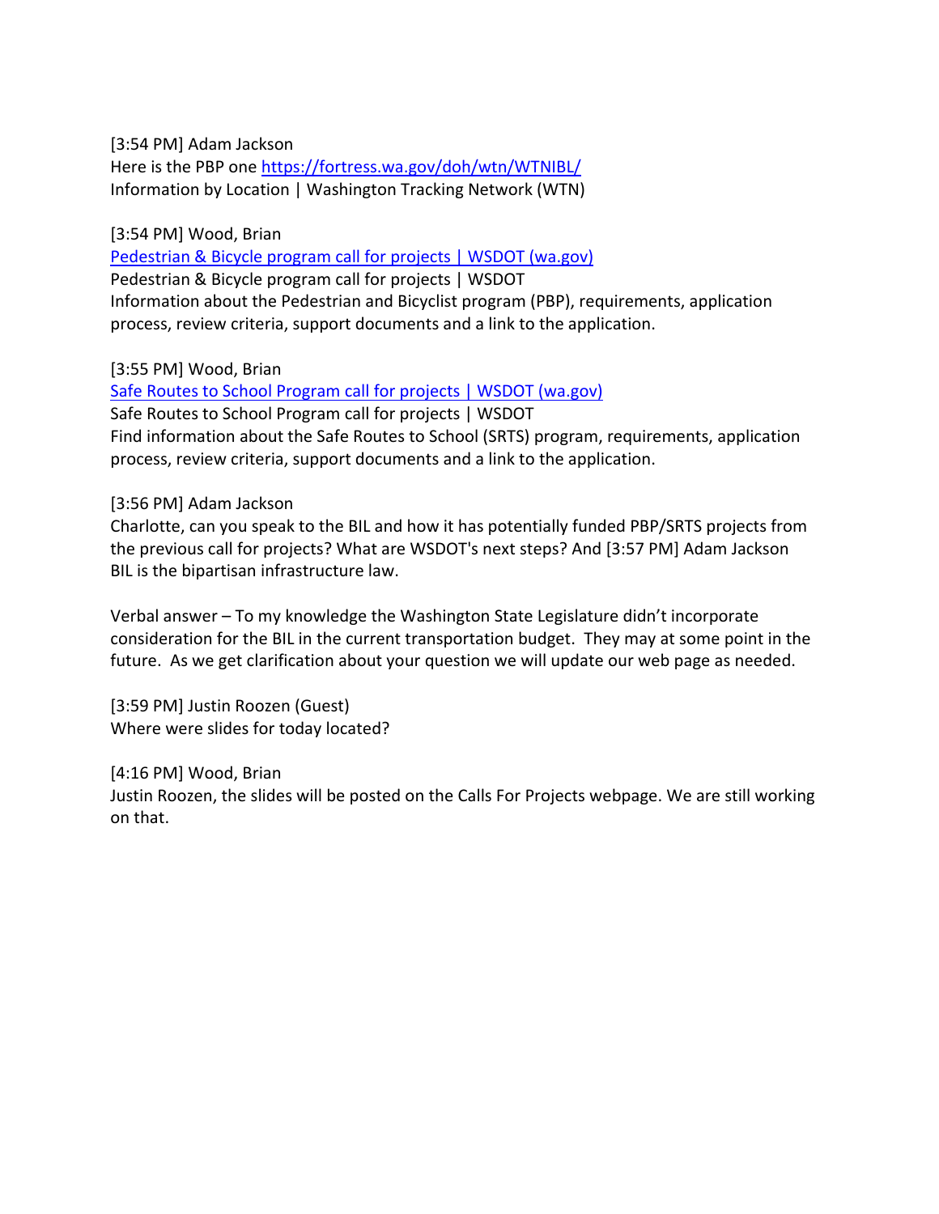[3:54 PM] Adam Jackson
Here is the PBP one https://fortress.wa.gov/doh/wtn/WTNIBL/
Information by Location | Washington Tracking Network (WTN)

[3:54 PM] Wood, Brian
Pedestrian & Bicycle program call for projects | WSDOT (wa.gov)
Pedestrian & Bicycle program call for projects | WSDOT
Information about the Pedestrian and Bicyclist program (PBP), requirements, application process, review criteria, support documents and a link to the application.

[3:55 PM] Wood, Brian
Safe Routes to School Program call for projects | WSDOT (wa.gov)
Safe Routes to School Program call for projects | WSDOT
Find information about the Safe Routes to School (SRTS) program, requirements, application process, review criteria, support documents and a link to the application.

[3:56 PM] Adam Jackson
Charlotte, can you speak to the BIL and how it has potentially funded PBP/SRTS projects from the previous call for projects? What are WSDOT's next steps? And [3:57 PM] Adam Jackson
BIL is the bipartisan infrastructure law.

Verbal answer – To my knowledge the Washington State Legislature didn't incorporate consideration for the BIL in the current transportation budget. They may at some point in the future. As we get clarification about your question we will update our web page as needed.

[3:59 PM] Justin Roozen (Guest)
Where were slides for today located?

[4:16 PM] Wood, Brian
Justin Roozen, the slides will be posted on the Calls For Projects webpage. We are still working on that.